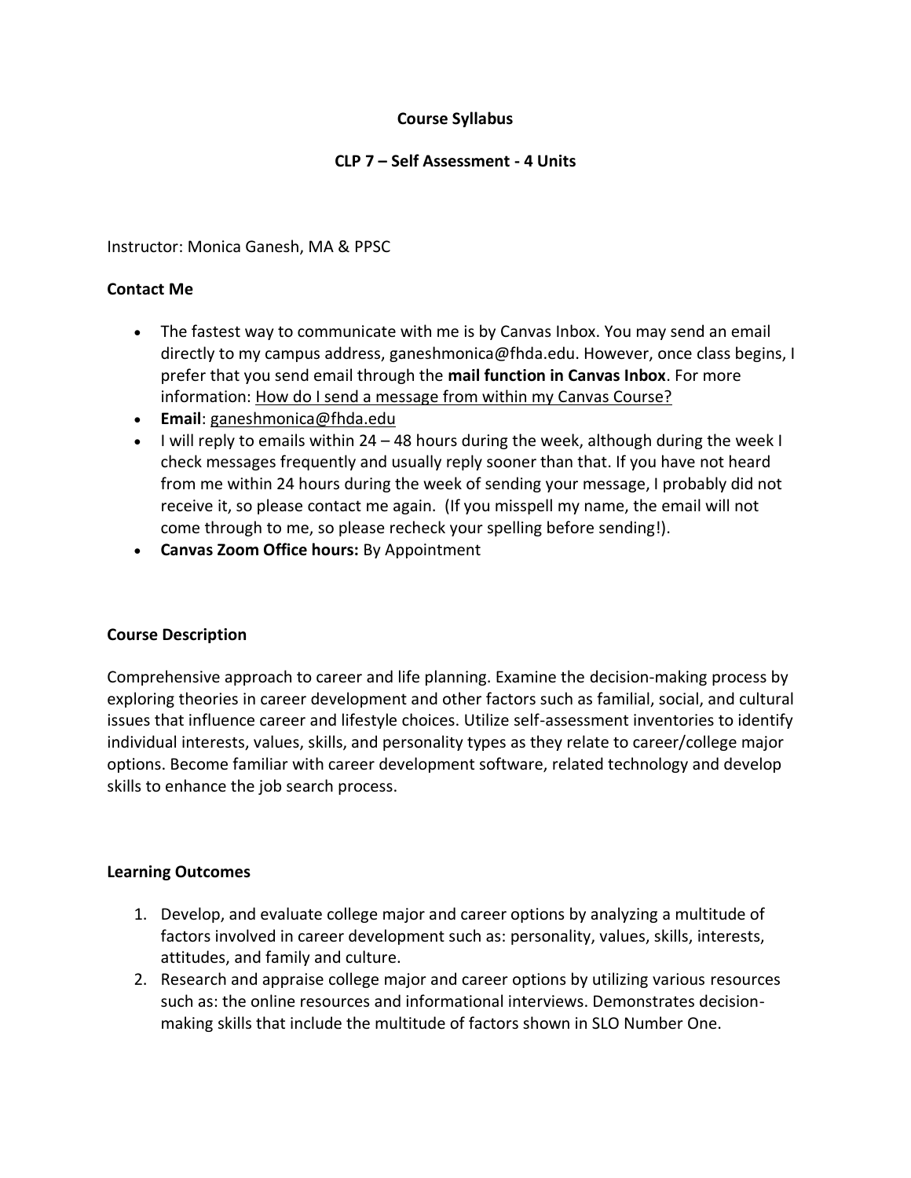**Course Syllabus**

**CLP 7 – Self Assessment - 4 Units**

Instructor: Monica Ganesh, MA & PPSC

**Contact Me**

- The fastest way to communicate with me is by Canvas Inbox. You may send an email directly to my campus address, ganeshmonica@fhda.edu. However, once class begins, I prefer that you send email through the **mail function in Canvas Inbox**. For more information: How do I send a message from within my Canvas Course?
- **Email**: ganeshmonica@fhda.edu
- I will reply to emails within 24 – 48 hours during the week, although during the week I check messages frequently and usually reply sooner than that. If you have not heard from me within 24 hours during the week of sending your message, I probably did not receive it, so please contact me again. (If you misspell my name, the email will not come through to me, so please recheck your spelling before sending!).
- **Canvas Zoom Office hours:** By Appointment

**Course Description**

Comprehensive approach to career and life planning. Examine the decision-making process by exploring theories in career development and other factors such as familial, social, and cultural issues that influence career and lifestyle choices. Utilize self-assessment inventories to identify individual interests, values, skills, and personality types as they relate to career/college major options. Become familiar with career development software, related technology and develop skills to enhance the job search process.

**Learning Outcomes**

1. Develop, and evaluate college major and career options by analyzing a multitude of factors involved in career development such as: personality, values, skills, interests, attitudes, and family and culture.
2. Research and appraise college major and career options by utilizing various resources such as: the online resources and informational interviews. Demonstrates decision-making skills that include the multitude of factors shown in SLO Number One.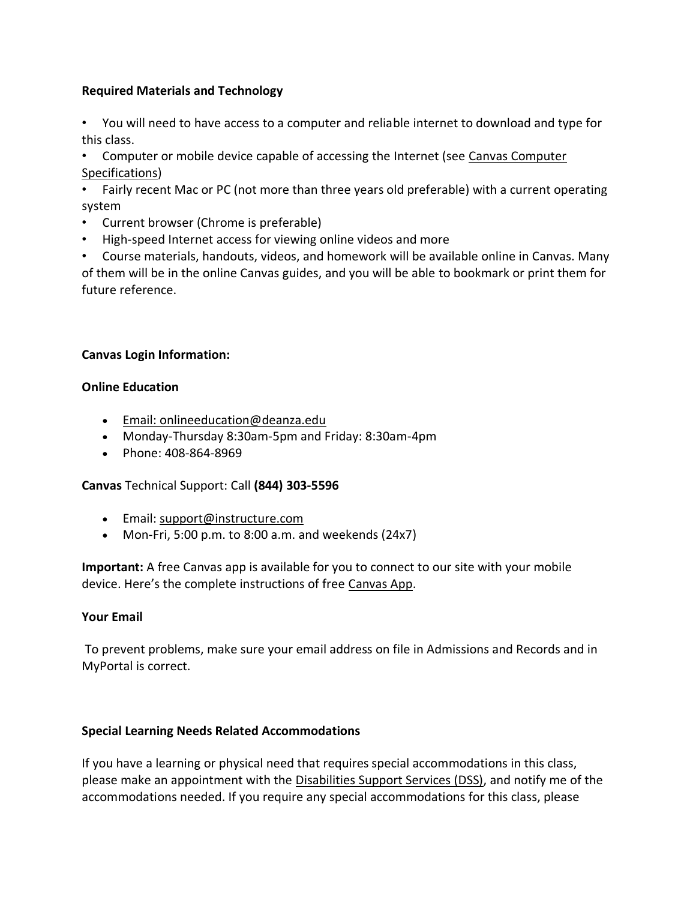**Required Materials and Technology**

- You will need to have access to a computer and reliable internet to download and type for this class.
- Computer or mobile device capable of accessing the Internet (see Canvas Computer Specifications)
- Fairly recent Mac or PC (not more than three years old preferable) with a current operating system
- Current browser (Chrome is preferable)
- High-speed Internet access for viewing online videos and more
- Course materials, handouts, videos, and homework will be available online in Canvas. Many of them will be in the online Canvas guides, and you will be able to bookmark or print them for future reference.

**Canvas Login Information:**

**Online Education**

- Email: onlineeducation@deanza.edu
- Monday-Thursday 8:30am-5pm and Friday: 8:30am-4pm
- Phone: 408-864-8969

**Canvas** Technical Support: Call **(844) 303-5596**

- Email: support@instructure.com
- Mon-Fri, 5:00 p.m. to 8:00 a.m. and weekends (24x7)

**Important:** A free Canvas app is available for you to connect to our site with your mobile device. Here's the complete instructions of free Canvas App.

**Your Email**

To prevent problems, make sure your email address on file in Admissions and Records and in MyPortal is correct.

**Special Learning Needs Related Accommodations**

If you have a learning or physical need that requires special accommodations in this class, please make an appointment with the Disabilities Support Services (DSS), and notify me of the accommodations needed. If you require any special accommodations for this class, please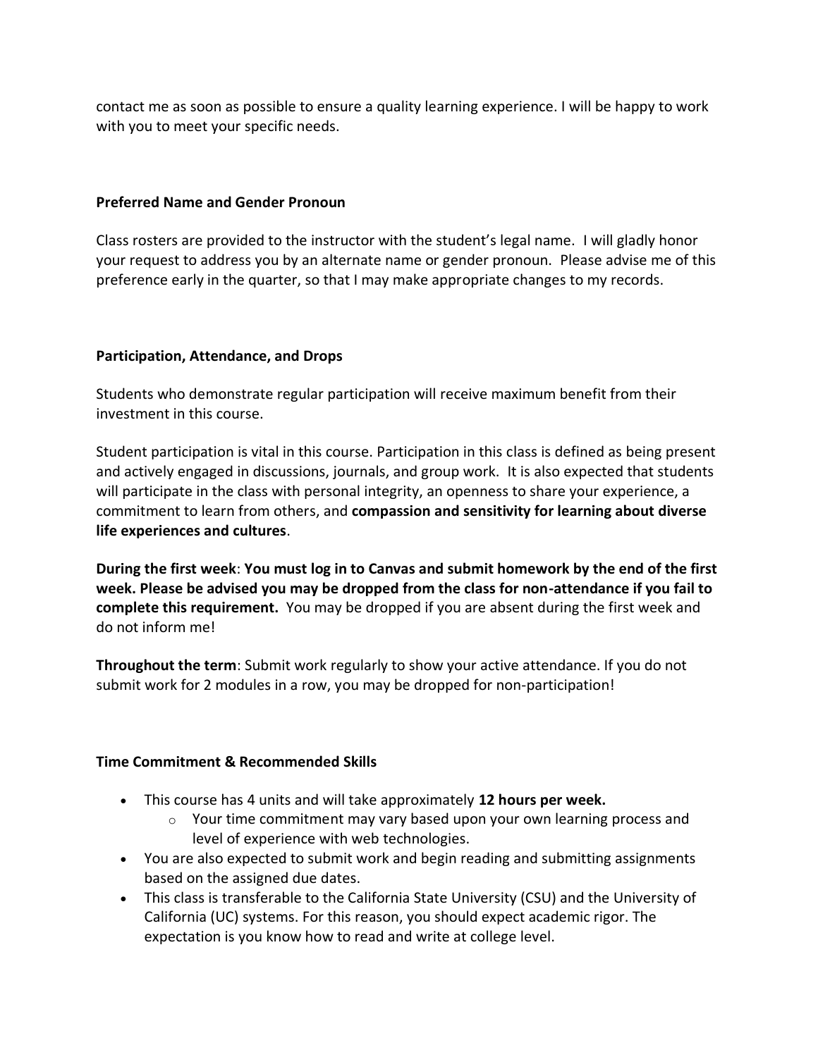contact me as soon as possible to ensure a quality learning experience. I will be happy to work with you to meet your specific needs.

**Preferred Name and Gender Pronoun**

Class rosters are provided to the instructor with the student's legal name. I will gladly honor your request to address you by an alternate name or gender pronoun. Please advise me of this preference early in the quarter, so that I may make appropriate changes to my records.

**Participation, Attendance, and Drops**

Students who demonstrate regular participation will receive maximum benefit from their investment in this course.

Student participation is vital in this course. Participation in this class is defined as being present and actively engaged in discussions, journals, and group work. It is also expected that students will participate in the class with personal integrity, an openness to share your experience, a commitment to learn from others, and **compassion and sensitivity for learning about diverse life experiences and cultures**.

**During the first week**: **You must log in to Canvas and submit homework by the end of the first week. Please be advised you may be dropped from the class for non-attendance if you fail to complete this requirement.** You may be dropped if you are absent during the first week and do not inform me!

**Throughout the term**: Submit work regularly to show your active attendance. If you do not submit work for 2 modules in a row, you may be dropped for non-participation!

**Time Commitment & Recommended Skills**

- This course has 4 units and will take approximately **12 hours per week.**
  - Your time commitment may vary based upon your own learning process and level of experience with web technologies.
- You are also expected to submit work and begin reading and submitting assignments based on the assigned due dates.
- This class is transferable to the California State University (CSU) and the University of California (UC) systems. For this reason, you should expect academic rigor. The expectation is you know how to read and write at college level.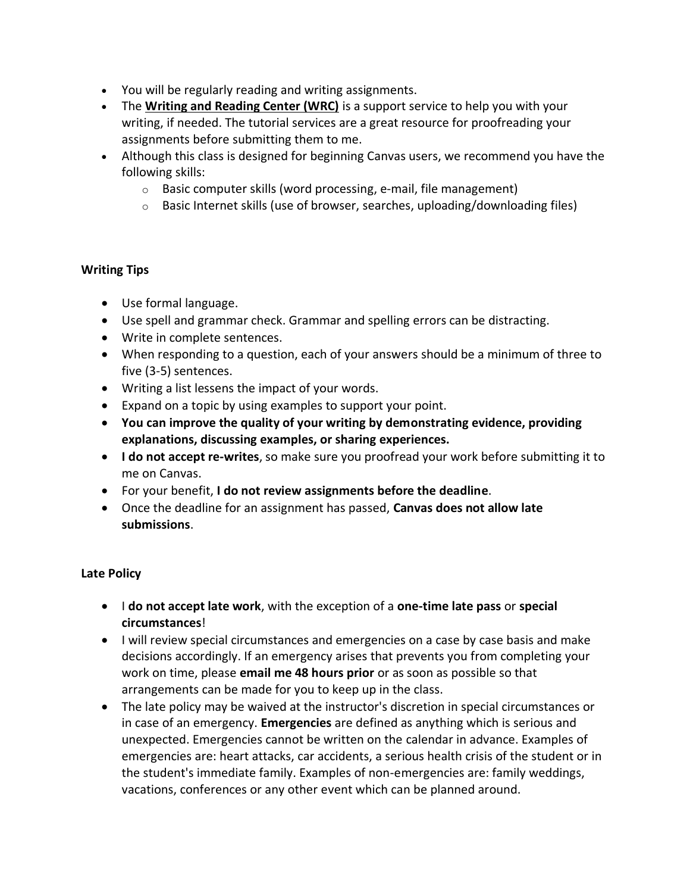- You will be regularly reading and writing assignments.
- The **Writing and Reading Center (WRC)** is a support service to help you with your writing, if needed. The tutorial services are a great resource for proofreading your assignments before submitting them to me.
- Although this class is designed for beginning Canvas users, we recommend you have the following skills:
  - Basic computer skills (word processing, e-mail, file management)
  - Basic Internet skills (use of browser, searches, uploading/downloading files)

### Writing Tips

- Use formal language.
- Use spell and grammar check. Grammar and spelling errors can be distracting.
- Write in complete sentences.
- When responding to a question, each of your answers should be a minimum of three to five (3-5) sentences.
- Writing a list lessens the impact of your words.
- Expand on a topic by using examples to support your point.
- **You can improve the quality of your writing by demonstrating evidence, providing explanations, discussing examples, or sharing experiences.**
- **I do not accept re-writes**, so make sure you proofread your work before submitting it to me on Canvas.
- For your benefit, **I do not review assignments before the deadline**.
- Once the deadline for an assignment has passed, **Canvas does not allow late submissions**.

### Late Policy

- I **do not accept late work**, with the exception of a **one-time late pass** or **special circumstances**!
- I will review special circumstances and emergencies on a case by case basis and make decisions accordingly. If an emergency arises that prevents you from completing your work on time, please **email me 48 hours prior** or as soon as possible so that arrangements can be made for you to keep up in the class.
- The late policy may be waived at the instructor's discretion in special circumstances or in case of an emergency. **Emergencies** are defined as anything which is serious and unexpected. Emergencies cannot be written on the calendar in advance. Examples of emergencies are: heart attacks, car accidents, a serious health crisis of the student or in the student's immediate family. Examples of non-emergencies are: family weddings, vacations, conferences or any other event which can be planned around.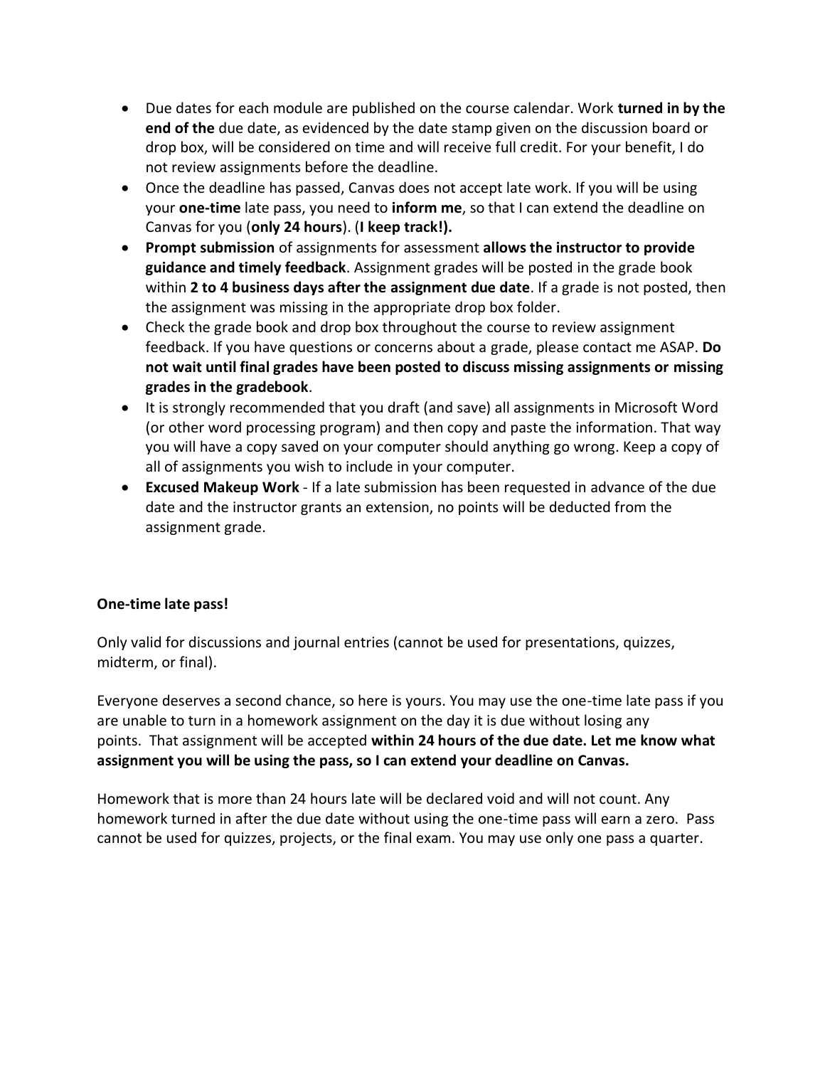- Due dates for each module are published on the course calendar. Work **turned in by the end of the** due date, as evidenced by the date stamp given on the discussion board or drop box, will be considered on time and will receive full credit. For your benefit, I do not review assignments before the deadline.
- Once the deadline has passed, Canvas does not accept late work. If you will be using your **one-time** late pass, you need to **inform me**, so that I can extend the deadline on Canvas for you (**only 24 hours**). (**I keep track!).**
- **Prompt submission** of assignments for assessment **allows the instructor to provide guidance and timely feedback**. Assignment grades will be posted in the grade book within **2 to 4 business days after the assignment due date**. If a grade is not posted, then the assignment was missing in the appropriate drop box folder.
- Check the grade book and drop box throughout the course to review assignment feedback. If you have questions or concerns about a grade, please contact me ASAP. **Do not wait until final grades have been posted to discuss missing assignments or missing grades in the gradebook**.
- It is strongly recommended that you draft (and save) all assignments in Microsoft Word (or other word processing program) and then copy and paste the information. That way you will have a copy saved on your computer should anything go wrong. Keep a copy of all of assignments you wish to include in your computer.
- **Excused Makeup Work** - If a late submission has been requested in advance of the due date and the instructor grants an extension, no points will be deducted from the assignment grade.

**One-time late pass!**

Only valid for discussions and journal entries (cannot be used for presentations, quizzes, midterm, or final).

Everyone deserves a second chance, so here is yours. You may use the one-time late pass if you are unable to turn in a homework assignment on the day it is due without losing any points. That assignment will be accepted **within 24 hours of the due date. Let me know what assignment you will be using the pass, so I can extend your deadline on Canvas.**

Homework that is more than 24 hours late will be declared void and will not count. Any homework turned in after the due date without using the one-time pass will earn a zero. Pass cannot be used for quizzes, projects, or the final exam. You may use only one pass a quarter.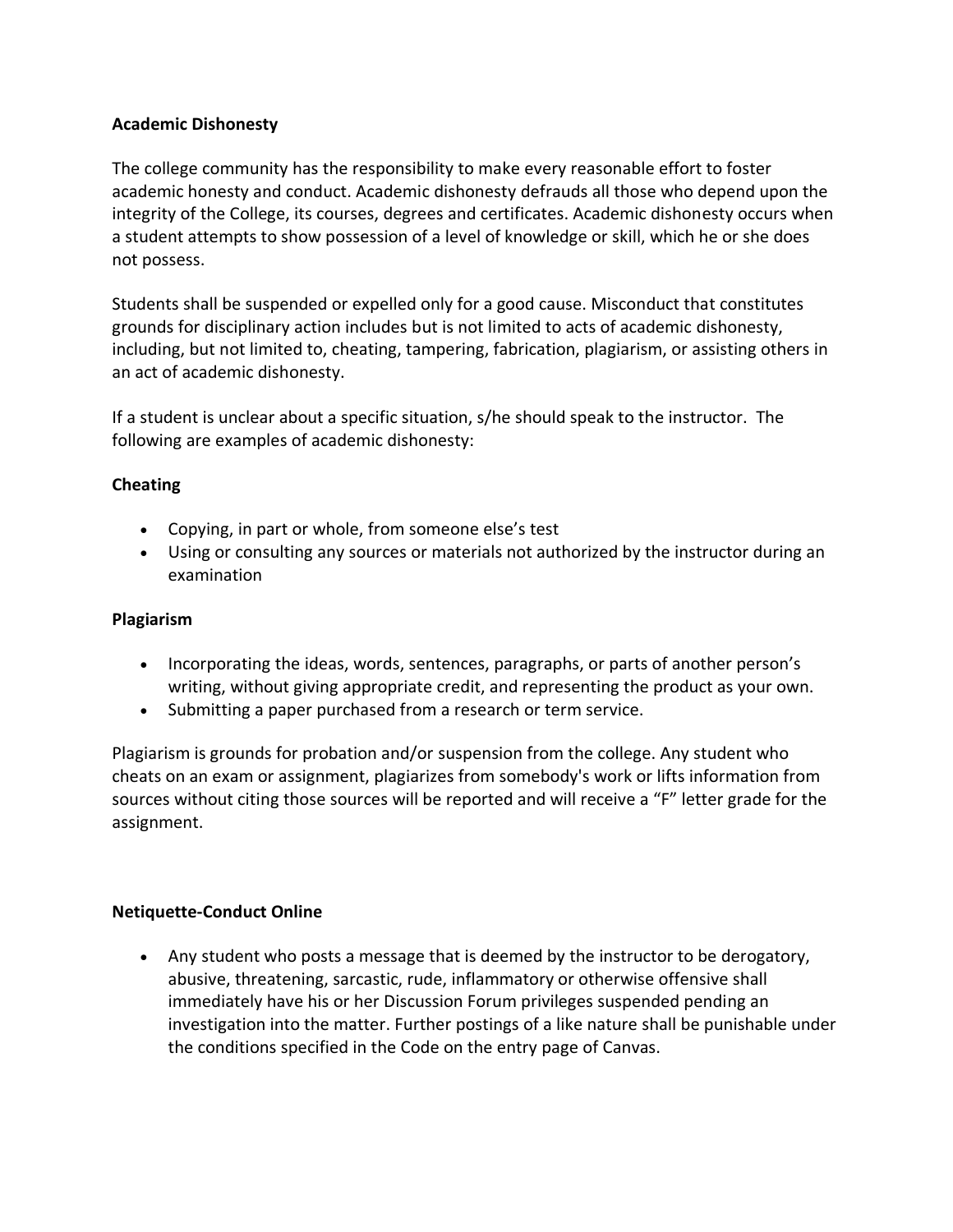**Academic Dishonesty**

The college community has the responsibility to make every reasonable effort to foster academic honesty and conduct. Academic dishonesty defrauds all those who depend upon the integrity of the College, its courses, degrees and certificates. Academic dishonesty occurs when a student attempts to show possession of a level of knowledge or skill, which he or she does not possess.

Students shall be suspended or expelled only for a good cause. Misconduct that constitutes grounds for disciplinary action includes but is not limited to acts of academic dishonesty, including, but not limited to, cheating, tampering, fabrication, plagiarism, or assisting others in an act of academic dishonesty.

If a student is unclear about a specific situation, s/he should speak to the instructor. The following are examples of academic dishonesty:

**Cheating**

- Copying, in part or whole, from someone else's test
- Using or consulting any sources or materials not authorized by the instructor during an examination

**Plagiarism**

- Incorporating the ideas, words, sentences, paragraphs, or parts of another person's writing, without giving appropriate credit, and representing the product as your own.
- Submitting a paper purchased from a research or term service.

Plagiarism is grounds for probation and/or suspension from the college. Any student who cheats on an exam or assignment, plagiarizes from somebody's work or lifts information from sources without citing those sources will be reported and will receive a "F" letter grade for the assignment.

**Netiquette-Conduct Online**

- Any student who posts a message that is deemed by the instructor to be derogatory, abusive, threatening, sarcastic, rude, inflammatory or otherwise offensive shall immediately have his or her Discussion Forum privileges suspended pending an investigation into the matter. Further postings of a like nature shall be punishable under the conditions specified in the Code on the entry page of Canvas.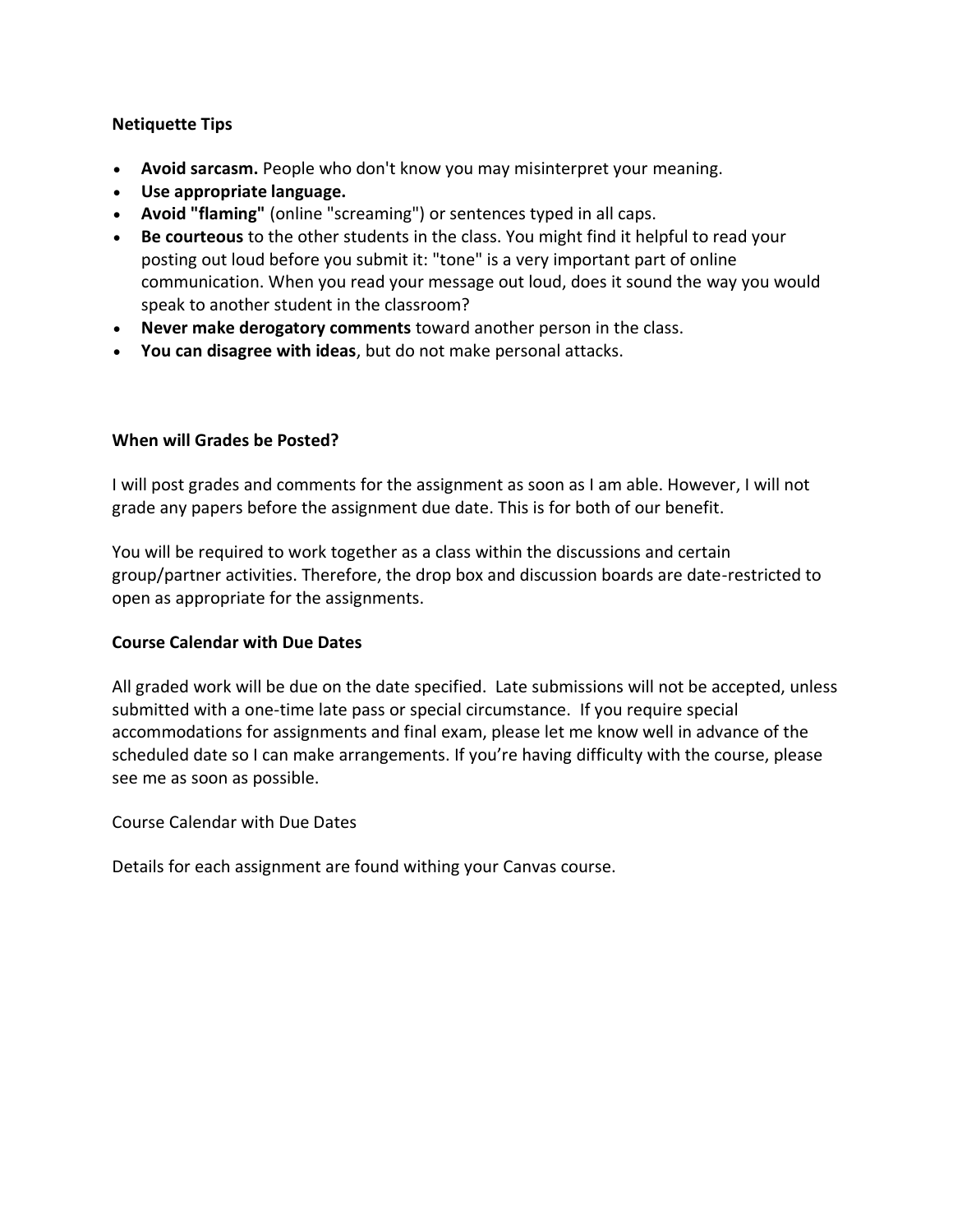**Netiquette Tips**

- **Avoid sarcasm.** People who don't know you may misinterpret your meaning.
- **Use appropriate language.**
- **Avoid "flaming"** (online "screaming") or sentences typed in all caps.
- **Be courteous** to the other students in the class. You might find it helpful to read your posting out loud before you submit it: "tone" is a very important part of online communication. When you read your message out loud, does it sound the way you would speak to another student in the classroom?
- **Never make derogatory comments** toward another person in the class.
- **You can disagree with ideas**, but do not make personal attacks.

**When will Grades be Posted?**

I will post grades and comments for the assignment as soon as I am able. However, I will not grade any papers before the assignment due date. This is for both of our benefit.

You will be required to work together as a class within the discussions and certain group/partner activities. Therefore, the drop box and discussion boards are date-restricted to open as appropriate for the assignments.

**Course Calendar with Due Dates**

All graded work will be due on the date specified. Late submissions will not be accepted, unless submitted with a one-time late pass or special circumstance. If you require special accommodations for assignments and final exam, please let me know well in advance of the scheduled date so I can make arrangements. If you're having difficulty with the course, please see me as soon as possible.

Course Calendar with Due Dates

Details for each assignment are found withing your Canvas course.